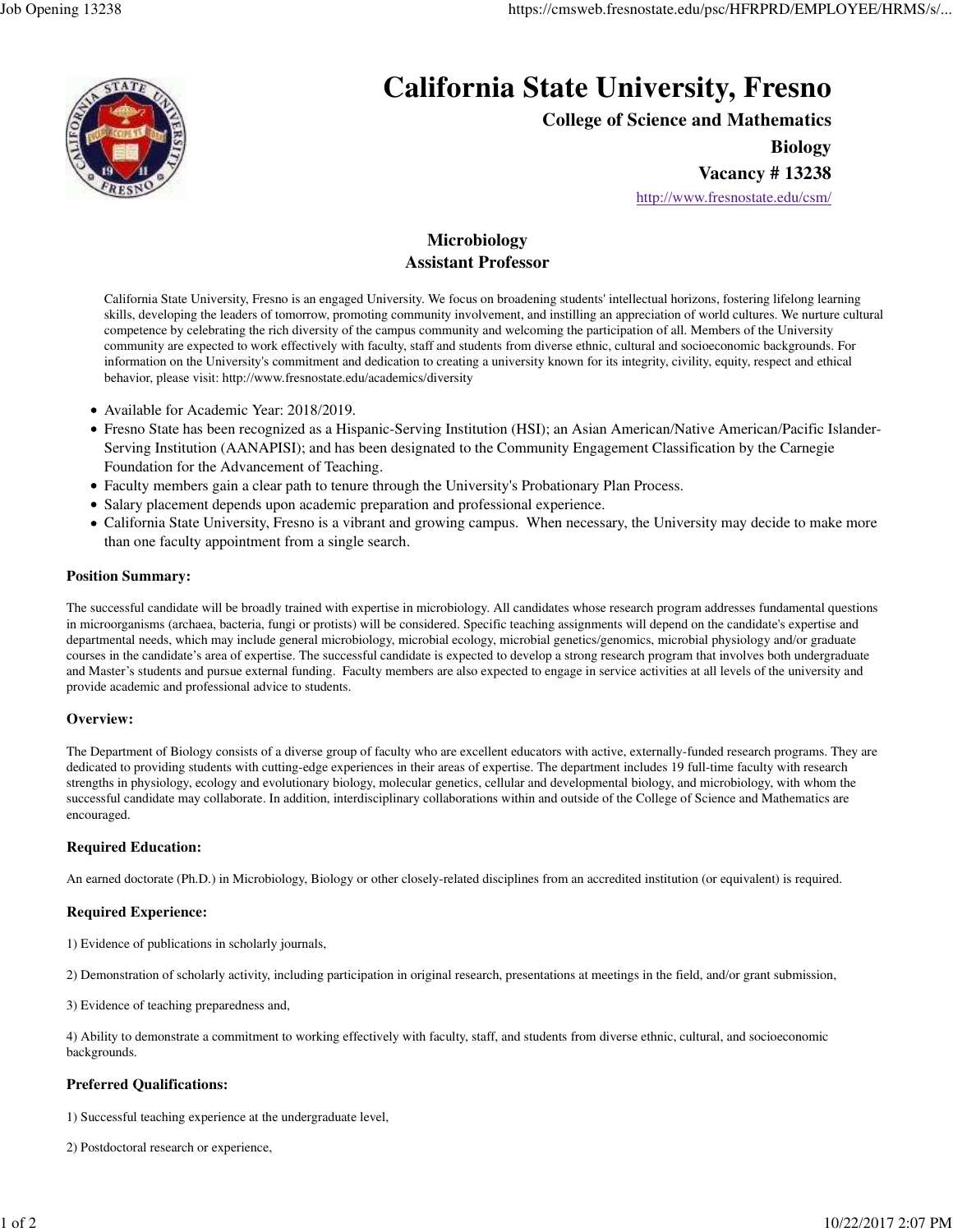# California State University, Fresno

**College of Science and Mathematics**

**Biology**

**Vacancy # 13238**

http://www.fresnostate.edu/csm/

## Microbiology
## Assistant Professor

California State University, Fresno is an engaged University. We focus on broadening students' intellectual horizons, fostering lifelong learning skills, developing the leaders of tomorrow, promoting community involvement, and instilling an appreciation of world cultures. We nurture cultural competence by celebrating the rich diversity of the campus community and welcoming the participation of all. Members of the University community are expected to work effectively with faculty, staff and students from diverse ethnic, cultural and socioeconomic backgrounds. For information on the University's commitment and dedication to creating a university known for its integrity, civility, equity, respect and ethical behavior, please visit: http://www.fresnostate.edu/academics/diversity

- Available for Academic Year: 2018/2019.
- Fresno State has been recognized as a Hispanic-Serving Institution (HSI); an Asian American/Native American/Pacific Islander-Serving Institution (AANAPISI); and has been designated to the Community Engagement Classification by the Carnegie Foundation for the Advancement of Teaching.
- Faculty members gain a clear path to tenure through the University's Probationary Plan Process.
- Salary placement depends upon academic preparation and professional experience.
- California State University, Fresno is a vibrant and growing campus. When necessary, the University may decide to make more than one faculty appointment from a single search.

### Position Summary:

The successful candidate will be broadly trained with expertise in microbiology. All candidates whose research program addresses fundamental questions in microorganisms (archaea, bacteria, fungi or protists) will be considered. Specific teaching assignments will depend on the candidate's expertise and departmental needs, which may include general microbiology, microbial ecology, microbial genetics/genomics, microbial physiology and/or graduate courses in the candidate's area of expertise. The successful candidate is expected to develop a strong research program that involves both undergraduate and Master's students and pursue external funding. Faculty members are also expected to engage in service activities at all levels of the university and provide academic and professional advice to students.

### Overview:

The Department of Biology consists of a diverse group of faculty who are excellent educators with active, externally-funded research programs. They are dedicated to providing students with cutting-edge experiences in their areas of expertise. The department includes 19 full-time faculty with research strengths in physiology, ecology and evolutionary biology, molecular genetics, cellular and developmental biology, and microbiology, with whom the successful candidate may collaborate. In addition, interdisciplinary collaborations within and outside of the College of Science and Mathematics are encouraged.

### Required Education:

An earned doctorate (Ph.D.) in Microbiology, Biology or other closely-related disciplines from an accredited institution (or equivalent) is required.

### Required Experience:

1) Evidence of publications in scholarly journals,

2) Demonstration of scholarly activity, including participation in original research, presentations at meetings in the field, and/or grant submission,

3) Evidence of teaching preparedness and,

4) Ability to demonstrate a commitment to working effectively with faculty, staff, and students from diverse ethnic, cultural, and socioeconomic backgrounds.

### Preferred Qualifications:

1) Successful teaching experience at the undergraduate level,

2) Postdoctoral research or experience,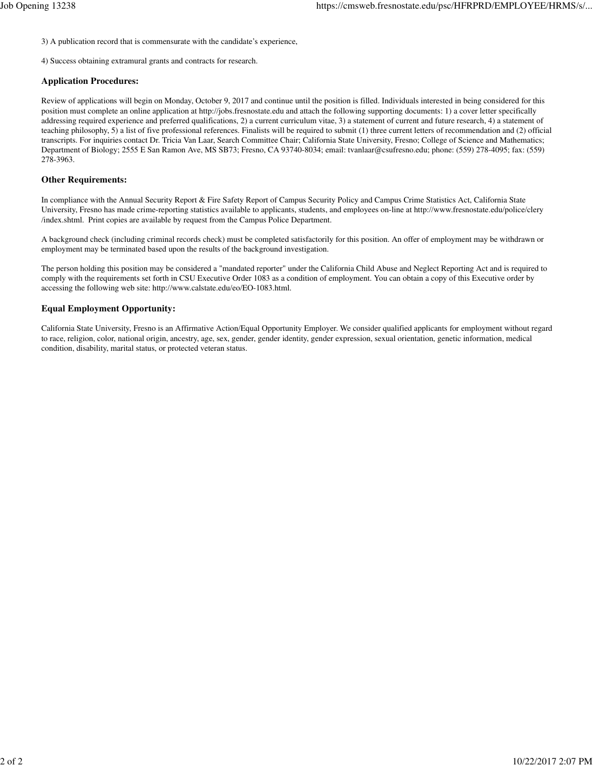3) A publication record that is commensurate with the candidate's experience,

4) Success obtaining extramural grants and contracts for research.

### Application Procedures:

Review of applications will begin on Monday, October 9, 2017 and continue until the position is filled. Individuals interested in being considered for this position must complete an online application at http://jobs.fresnostate.edu and attach the following supporting documents: 1) a cover letter specifically addressing required experience and preferred qualifications, 2) a current curriculum vitae, 3) a statement of current and future research, 4) a statement of teaching philosophy, 5) a list of five professional references. Finalists will be required to submit (1) three current letters of recommendation and (2) official transcripts. For inquiries contact Dr. Tricia Van Laar, Search Committee Chair; California State University, Fresno; College of Science and Mathematics; Department of Biology; 2555 E San Ramon Ave, MS SB73; Fresno, CA 93740-8034; email: tvanlaar@csufresno.edu; phone: (559) 278-4095; fax: (559) 278-3963.

### Other Requirements:

In compliance with the Annual Security Report & Fire Safety Report of Campus Security Policy and Campus Crime Statistics Act, California State University, Fresno has made crime-reporting statistics available to applicants, students, and employees on-line at http://www.fresnostate.edu/police/clery/index.shtml. Print copies are available by request from the Campus Police Department.

A background check (including criminal records check) must be completed satisfactorily for this position. An offer of employment may be withdrawn or employment may be terminated based upon the results of the background investigation.

The person holding this position may be considered a "mandated reporter" under the California Child Abuse and Neglect Reporting Act and is required to comply with the requirements set forth in CSU Executive Order 1083 as a condition of employment. You can obtain a copy of this Executive order by accessing the following web site: http://www.calstate.edu/eo/EO-1083.html.

### Equal Employment Opportunity:

California State University, Fresno is an Affirmative Action/Equal Opportunity Employer. We consider qualified applicants for employment without regard to race, religion, color, national origin, ancestry, age, sex, gender, gender identity, gender expression, sexual orientation, genetic information, medical condition, disability, marital status, or protected veteran status.